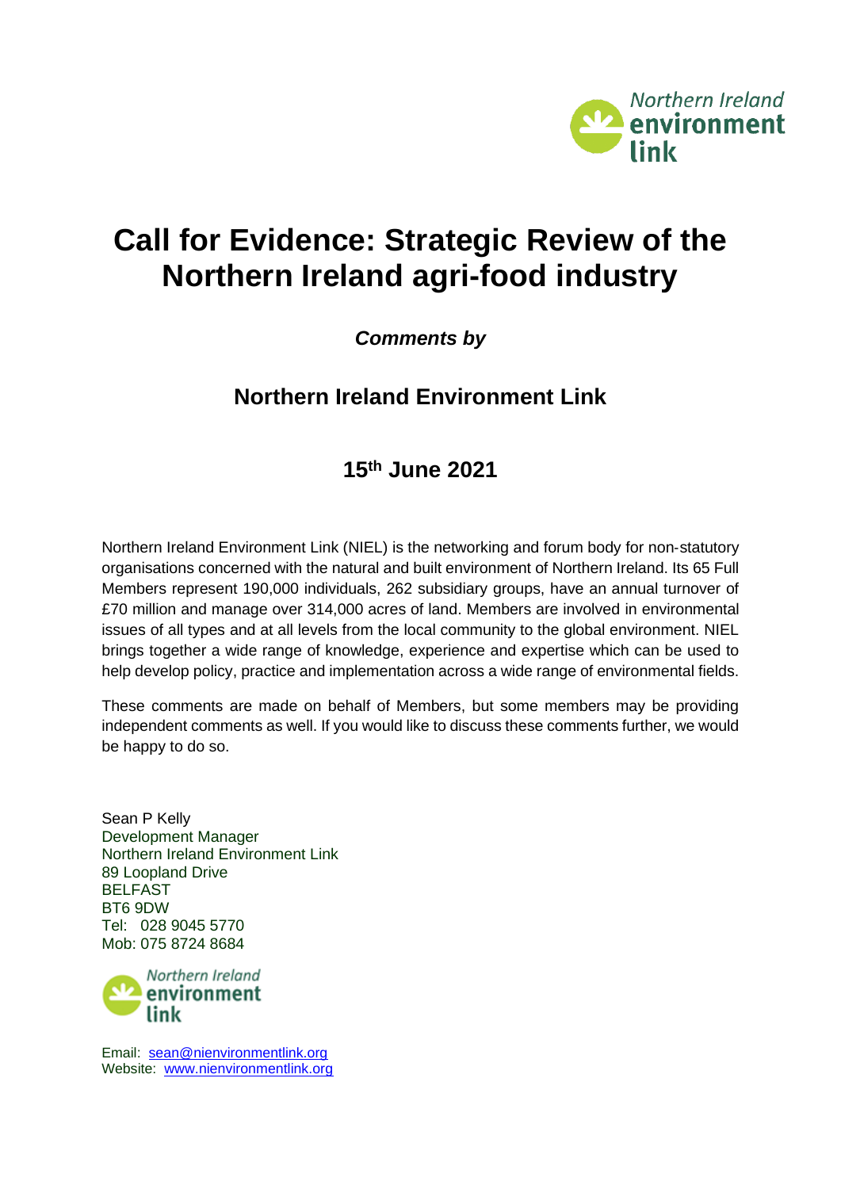# Call for Evidence: Strategic Review of the Northern Ireland agri-food industry

***Comments by***

## Northern Ireland Environment Link

## 15th June 2021

Northern Ireland Environment Link (NIEL) is the networking and forum body for non-statutory organisations concerned with the natural and built environment of Northern Ireland. Its 65 Full Members represent 190,000 individuals, 262 subsidiary groups, have an annual turnover of £70 million and manage over 314,000 acres of land. Members are involved in environmental issues of all types and at all levels from the local community to the global environment. NIEL brings together a wide range of knowledge, experience and expertise which can be used to help develop policy, practice and implementation across a wide range of environmental fields.

These comments are made on behalf of Members, but some members may be providing independent comments as well. If you would like to discuss these comments further, we would be happy to do so.

Sean P Kelly
Development Manager
Northern Ireland Environment Link
89 Loopland Drive
BELFAST
BT6 9DW
Tel: 028 9045 5770
Mob: 075 8724 8684

Email: sean@nienvironmentlink.org
Website: www.nienvironmentlink.org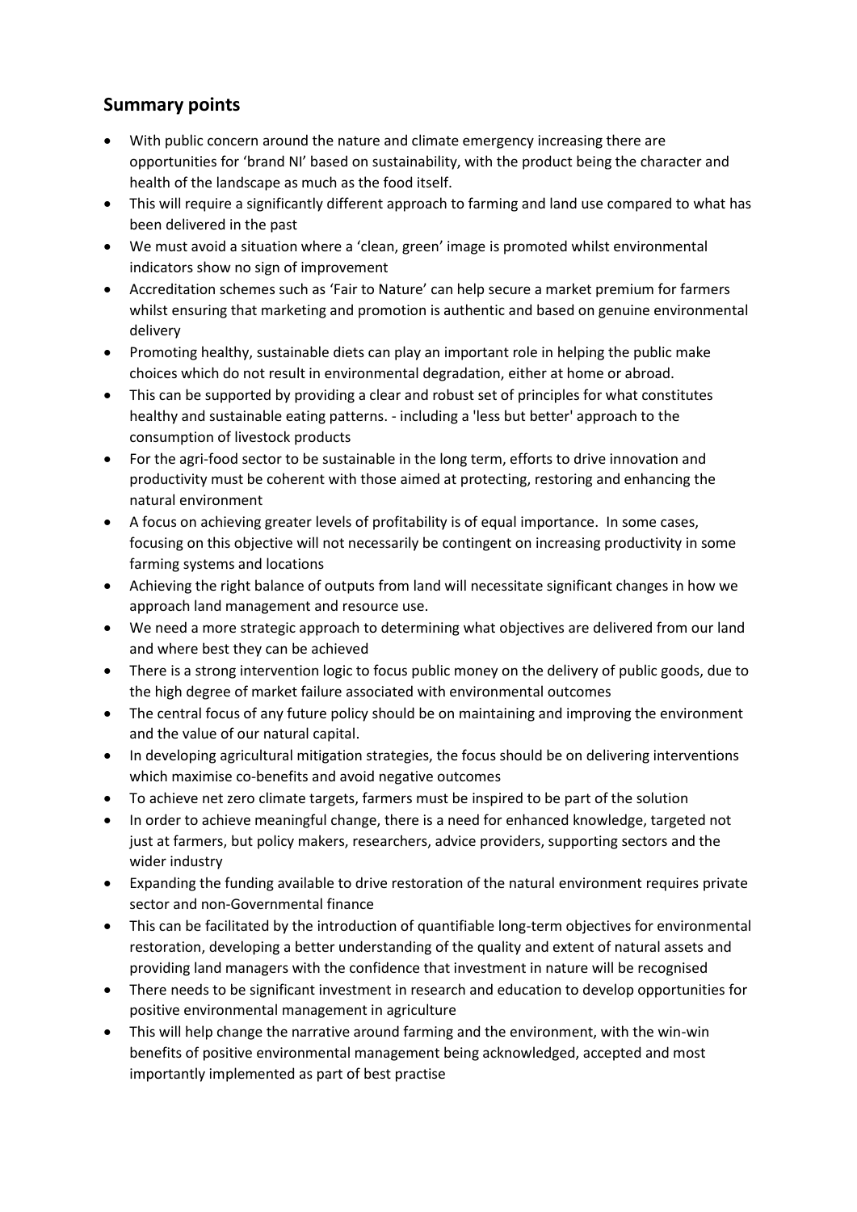## Summary points

- With public concern around the nature and climate emergency increasing there are opportunities for 'brand NI' based on sustainability, with the product being the character and health of the landscape as much as the food itself.
- This will require a significantly different approach to farming and land use compared to what has been delivered in the past
- We must avoid a situation where a 'clean, green' image is promoted whilst environmental indicators show no sign of improvement
- Accreditation schemes such as 'Fair to Nature' can help secure a market premium for farmers whilst ensuring that marketing and promotion is authentic and based on genuine environmental delivery
- Promoting healthy, sustainable diets can play an important role in helping the public make choices which do not result in environmental degradation, either at home or abroad.
- This can be supported by providing a clear and robust set of principles for what constitutes healthy and sustainable eating patterns. - including a 'less but better' approach to the consumption of livestock products
- For the agri-food sector to be sustainable in the long term, efforts to drive innovation and productivity must be coherent with those aimed at protecting, restoring and enhancing the natural environment
- A focus on achieving greater levels of profitability is of equal importance. In some cases, focusing on this objective will not necessarily be contingent on increasing productivity in some farming systems and locations
- Achieving the right balance of outputs from land will necessitate significant changes in how we approach land management and resource use.
- We need a more strategic approach to determining what objectives are delivered from our land and where best they can be achieved
- There is a strong intervention logic to focus public money on the delivery of public goods, due to the high degree of market failure associated with environmental outcomes
- The central focus of any future policy should be on maintaining and improving the environment and the value of our natural capital.
- In developing agricultural mitigation strategies, the focus should be on delivering interventions which maximise co-benefits and avoid negative outcomes
- To achieve net zero climate targets, farmers must be inspired to be part of the solution
- In order to achieve meaningful change, there is a need for enhanced knowledge, targeted not just at farmers, but policy makers, researchers, advice providers, supporting sectors and the wider industry
- Expanding the funding available to drive restoration of the natural environment requires private sector and non-Governmental finance
- This can be facilitated by the introduction of quantifiable long-term objectives for environmental restoration, developing a better understanding of the quality and extent of natural assets and providing land managers with the confidence that investment in nature will be recognised
- There needs to be significant investment in research and education to develop opportunities for positive environmental management in agriculture
- This will help change the narrative around farming and the environment, with the win-win benefits of positive environmental management being acknowledged, accepted and most importantly implemented as part of best practise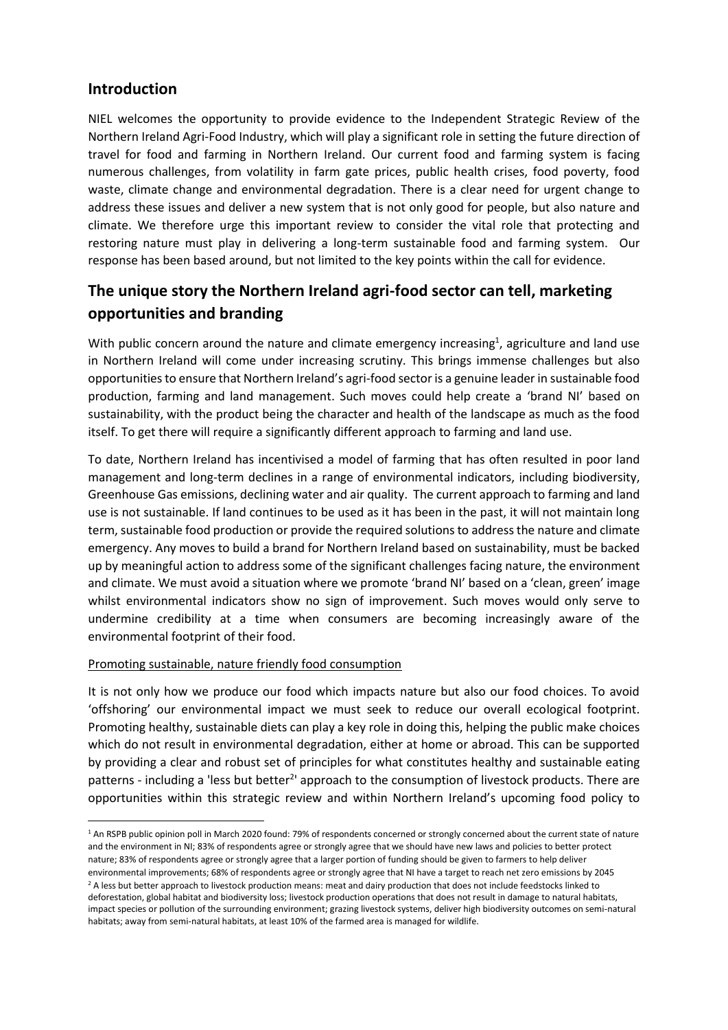## Introduction

NIEL welcomes the opportunity to provide evidence to the Independent Strategic Review of the Northern Ireland Agri-Food Industry, which will play a significant role in setting the future direction of travel for food and farming in Northern Ireland. Our current food and farming system is facing numerous challenges, from volatility in farm gate prices, public health crises, food poverty, food waste, climate change and environmental degradation. There is a clear need for urgent change to address these issues and deliver a new system that is not only good for people, but also nature and climate. We therefore urge this important review to consider the vital role that protecting and restoring nature must play in delivering a long-term sustainable food and farming system. Our response has been based around, but not limited to the key points within the call for evidence.

## The unique story the Northern Ireland agri-food sector can tell, marketing opportunities and branding

With public concern around the nature and climate emergency increasing[1], agriculture and land use in Northern Ireland will come under increasing scrutiny. This brings immense challenges but also opportunities to ensure that Northern Ireland's agri-food sector is a genuine leader in sustainable food production, farming and land management. Such moves could help create a 'brand NI' based on sustainability, with the product being the character and health of the landscape as much as the food itself. To get there will require a significantly different approach to farming and land use.

To date, Northern Ireland has incentivised a model of farming that has often resulted in poor land management and long-term declines in a range of environmental indicators, including biodiversity, Greenhouse Gas emissions, declining water and air quality. The current approach to farming and land use is not sustainable. If land continues to be used as it has been in the past, it will not maintain long term, sustainable food production or provide the required solutions to address the nature and climate emergency. Any moves to build a brand for Northern Ireland based on sustainability, must be backed up by meaningful action to address some of the significant challenges facing nature, the environment and climate. We must avoid a situation where we promote 'brand NI' based on a 'clean, green' image whilst environmental indicators show no sign of improvement. Such moves would only serve to undermine credibility at a time when consumers are becoming increasingly aware of the environmental footprint of their food.

Promoting sustainable, nature friendly food consumption

It is not only how we produce our food which impacts nature but also our food choices. To avoid 'offshoring' our environmental impact we must seek to reduce our overall ecological footprint. Promoting healthy, sustainable diets can play a key role in doing this, helping the public make choices which do not result in environmental degradation, either at home or abroad. This can be supported by providing a clear and robust set of principles for what constitutes healthy and sustainable eating patterns - including a 'less but better[2]' approach to the consumption of livestock products. There are opportunities within this strategic review and within Northern Ireland's upcoming food policy to

[1] An RSPB public opinion poll in March 2020 found: 79% of respondents concerned or strongly concerned about the current state of nature and the environment in NI; 83% of respondents agree or strongly agree that we should have new laws and policies to better protect nature; 83% of respondents agree or strongly agree that a larger portion of funding should be given to farmers to help deliver environmental improvements; 68% of respondents agree or strongly agree that NI have a target to reach net zero emissions by 2045

[2] A less but better approach to livestock production means: meat and dairy production that does not include feedstocks linked to deforestation, global habitat and biodiversity loss; livestock production operations that does not result in damage to natural habitats, impact species or pollution of the surrounding environment; grazing livestock systems, deliver high biodiversity outcomes on semi-natural habitats; away from semi-natural habitats, at least 10% of the farmed area is managed for wildlife.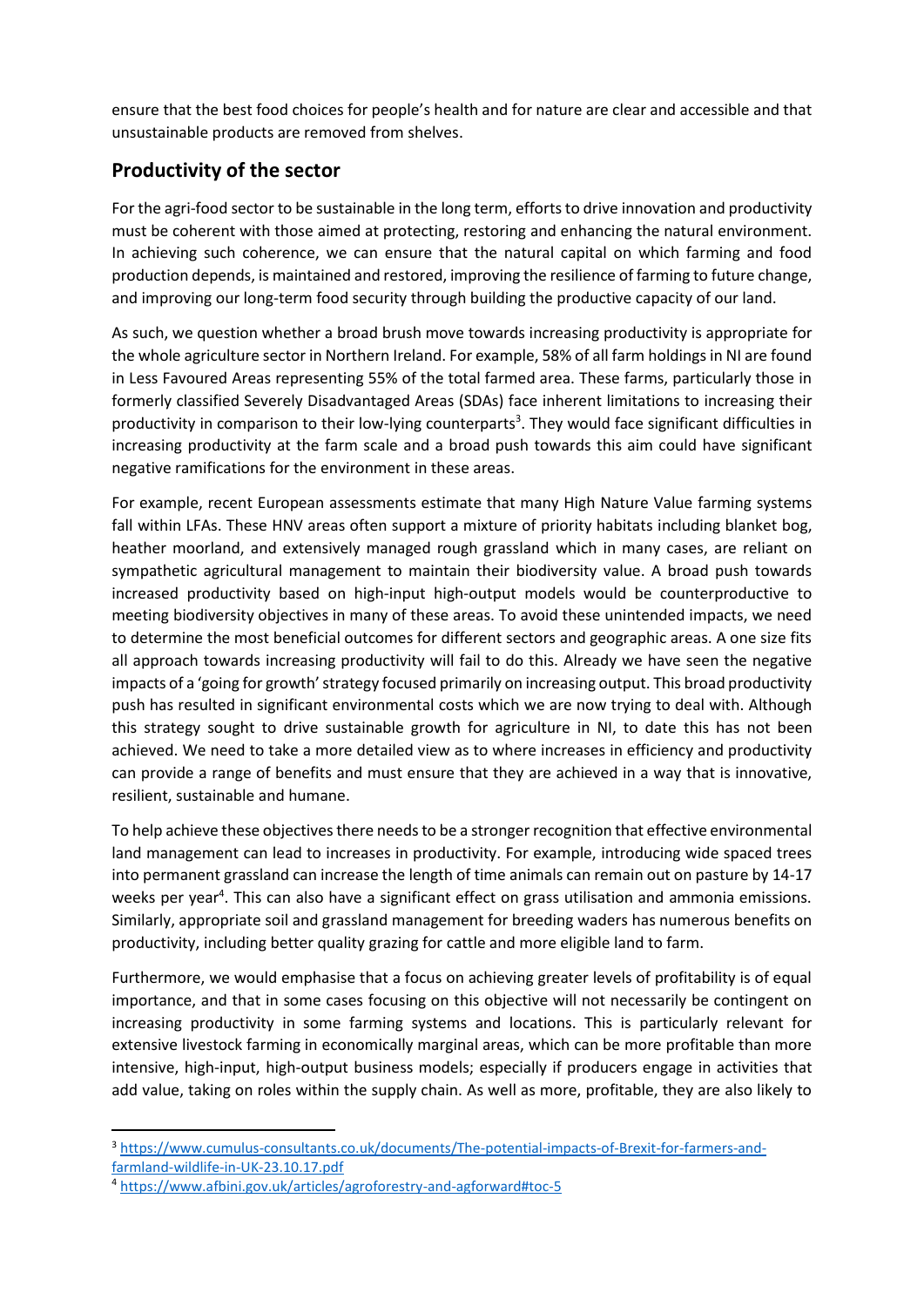ensure that the best food choices for people's health and for nature are clear and accessible and that unsustainable products are removed from shelves.

## Productivity of the sector

For the agri-food sector to be sustainable in the long term, efforts to drive innovation and productivity must be coherent with those aimed at protecting, restoring and enhancing the natural environment. In achieving such coherence, we can ensure that the natural capital on which farming and food production depends, is maintained and restored, improving the resilience of farming to future change, and improving our long-term food security through building the productive capacity of our land.

As such, we question whether a broad brush move towards increasing productivity is appropriate for the whole agriculture sector in Northern Ireland. For example, 58% of all farm holdings in NI are found in Less Favoured Areas representing 55% of the total farmed area. These farms, particularly those in formerly classified Severely Disadvantaged Areas (SDAs) face inherent limitations to increasing their productivity in comparison to their low-lying counterparts[3]. They would face significant difficulties in increasing productivity at the farm scale and a broad push towards this aim could have significant negative ramifications for the environment in these areas.

For example, recent European assessments estimate that many High Nature Value farming systems fall within LFAs. These HNV areas often support a mixture of priority habitats including blanket bog, heather moorland, and extensively managed rough grassland which in many cases, are reliant on sympathetic agricultural management to maintain their biodiversity value. A broad push towards increased productivity based on high-input high-output models would be counterproductive to meeting biodiversity objectives in many of these areas. To avoid these unintended impacts, we need to determine the most beneficial outcomes for different sectors and geographic areas. A one size fits all approach towards increasing productivity will fail to do this. Already we have seen the negative impacts of a 'going for growth' strategy focused primarily on increasing output. This broad productivity push has resulted in significant environmental costs which we are now trying to deal with. Although this strategy sought to drive sustainable growth for agriculture in NI, to date this has not been achieved. We need to take a more detailed view as to where increases in efficiency and productivity can provide a range of benefits and must ensure that they are achieved in a way that is innovative, resilient, sustainable and humane.

To help achieve these objectives there needs to be a stronger recognition that effective environmental land management can lead to increases in productivity. For example, introducing wide spaced trees into permanent grassland can increase the length of time animals can remain out on pasture by 14-17 weeks per year[4]. This can also have a significant effect on grass utilisation and ammonia emissions. Similarly, appropriate soil and grassland management for breeding waders has numerous benefits on productivity, including better quality grazing for cattle and more eligible land to farm.

Furthermore, we would emphasise that a focus on achieving greater levels of profitability is of equal importance, and that in some cases focusing on this objective will not necessarily be contingent on increasing productivity in some farming systems and locations. This is particularly relevant for extensive livestock farming in economically marginal areas, which can be more profitable than more intensive, high-input, high-output business models; especially if producers engage in activities that add value, taking on roles within the supply chain. As well as more, profitable, they are also likely to

---

[3] https://www.cumulus-consultants.co.uk/documents/The-potential-impacts-of-Brexit-for-farmers-and-farmland-wildlife-in-UK-23.10.17.pdf

[4] https://www.afbini.gov.uk/articles/agroforestry-and-agforward#toc-5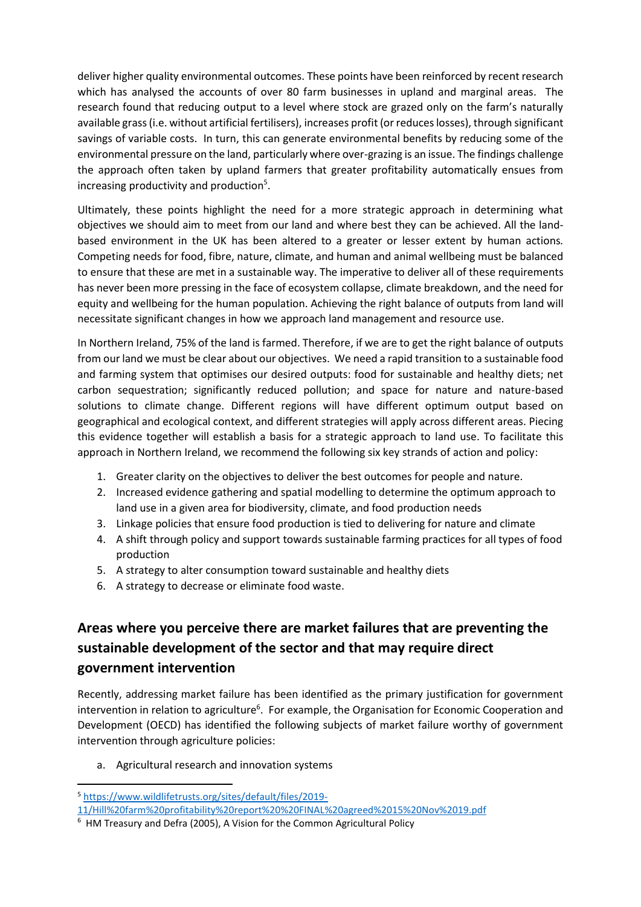deliver higher quality environmental outcomes. These points have been reinforced by recent research which has analysed the accounts of over 80 farm businesses in upland and marginal areas. The research found that reducing output to a level where stock are grazed only on the farm's naturally available grass (i.e. without artificial fertilisers), increases profit (or reduces losses), through significant savings of variable costs. In turn, this can generate environmental benefits by reducing some of the environmental pressure on the land, particularly where over-grazing is an issue. The findings challenge the approach often taken by upland farmers that greater profitability automatically ensues from increasing productivity and production[5].

Ultimately, these points highlight the need for a more strategic approach in determining what objectives we should aim to meet from our land and where best they can be achieved. All the land-based environment in the UK has been altered to a greater or lesser extent by human actions*.* Competing needs for food, fibre, nature, climate, and human and animal wellbeing must be balanced to ensure that these are met in a sustainable way. The imperative to deliver all of these requirements has never been more pressing in the face of ecosystem collapse, climate breakdown, and the need for equity and wellbeing for the human population. Achieving the right balance of outputs from land will necessitate significant changes in how we approach land management and resource use.

In Northern Ireland, 75% of the land is farmed. Therefore, if we are to get the right balance of outputs from our land we must be clear about our objectives. We need a rapid transition to a sustainable food and farming system that optimises our desired outputs: food for sustainable and healthy diets; net carbon sequestration; significantly reduced pollution; and space for nature and nature-based solutions to climate change. Different regions will have different optimum output based on geographical and ecological context, and different strategies will apply across different areas. Piecing this evidence together will establish a basis for a strategic approach to land use. To facilitate this approach in Northern Ireland, we recommend the following six key strands of action and policy:

1. Greater clarity on the objectives to deliver the best outcomes for people and nature.
2. Increased evidence gathering and spatial modelling to determine the optimum approach to land use in a given area for biodiversity, climate, and food production needs
3. Linkage policies that ensure food production is tied to delivering for nature and climate
4. A shift through policy and support towards sustainable farming practices for all types of food production
5. A strategy to alter consumption toward sustainable and healthy diets
6. A strategy to decrease or eliminate food waste.

## Areas where you perceive there are market failures that are preventing the sustainable development of the sector and that may require direct government intervention

Recently, addressing market failure has been identified as the primary justification for government intervention in relation to agriculture[6]. For example, the Organisation for Economic Cooperation and Development (OECD) has identified the following subjects of market failure worthy of government intervention through agriculture policies:

a. Agricultural research and innovation systems

---

[5] https://www.wildlifetrusts.org/sites/default/files/2019-11/Hill%20farm%20profitability%20report%20%20FINAL%20agreed%2015%20Nov%2019.pdf

[6] HM Treasury and Defra (2005), A Vision for the Common Agricultural Policy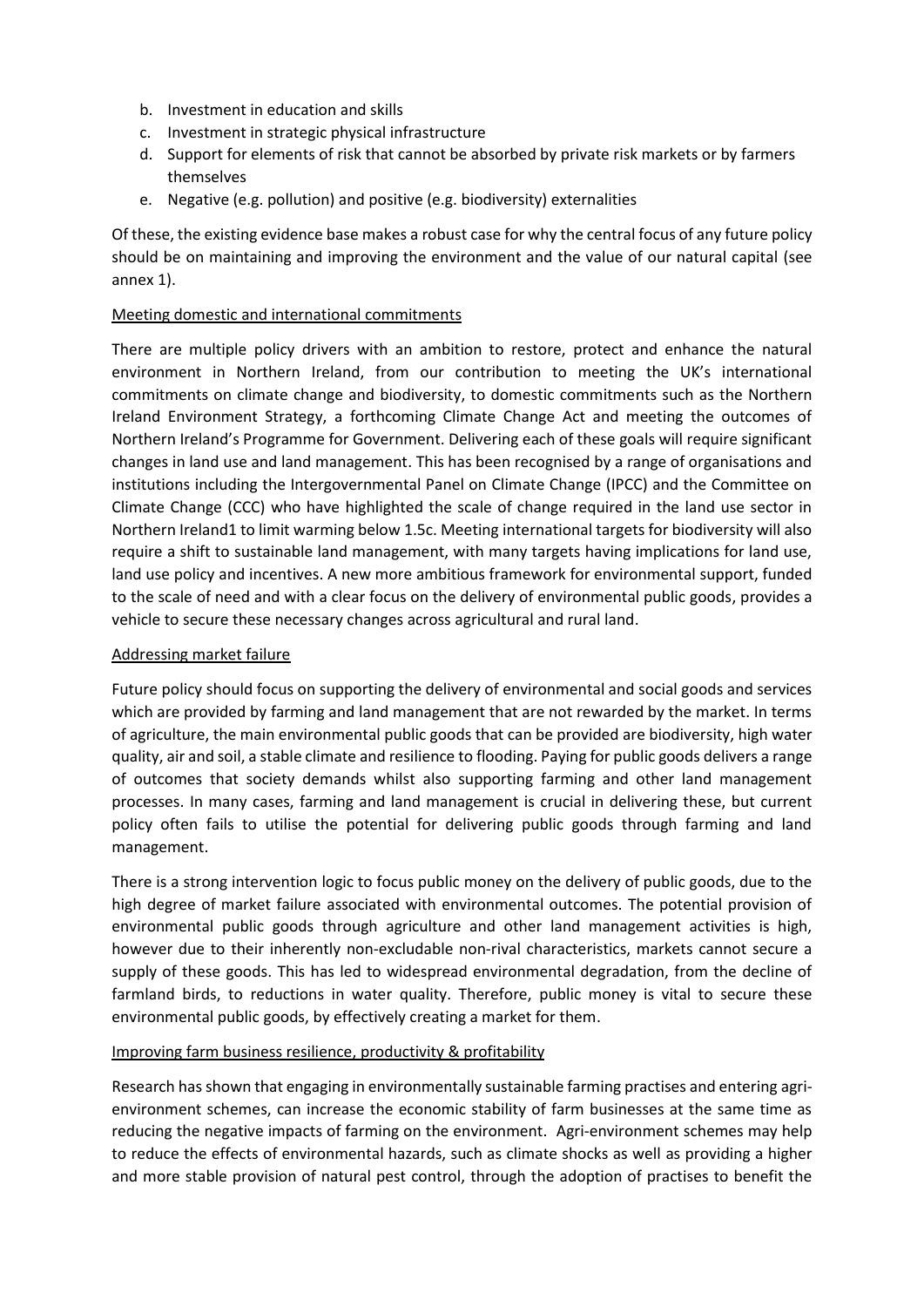b. Investment in education and skills
c. Investment in strategic physical infrastructure
d. Support for elements of risk that cannot be absorbed by private risk markets or by farmers themselves
e. Negative (e.g. pollution) and positive (e.g. biodiversity) externalities

Of these, the existing evidence base makes a robust case for why the central focus of any future policy should be on maintaining and improving the environment and the value of our natural capital (see annex 1).

Meeting domestic and international commitments

There are multiple policy drivers with an ambition to restore, protect and enhance the natural environment in Northern Ireland, from our contribution to meeting the UK's international commitments on climate change and biodiversity, to domestic commitments such as the Northern Ireland Environment Strategy, a forthcoming Climate Change Act and meeting the outcomes of Northern Ireland's Programme for Government. Delivering each of these goals will require significant changes in land use and land management. This has been recognised by a range of organisations and institutions including the Intergovernmental Panel on Climate Change (IPCC) and the Committee on Climate Change (CCC) who have highlighted the scale of change required in the land use sector in Northern Ireland[1] to limit warming below 1.5c. Meeting international targets for biodiversity will also require a shift to sustainable land management, with many targets having implications for land use, land use policy and incentives. A new more ambitious framework for environmental support, funded to the scale of need and with a clear focus on the delivery of environmental public goods, provides a vehicle to secure these necessary changes across agricultural and rural land.

Addressing market failure

Future policy should focus on supporting the delivery of environmental and social goods and services which are provided by farming and land management that are not rewarded by the market. In terms of agriculture, the main environmental public goods that can be provided are biodiversity, high water quality, air and soil, a stable climate and resilience to flooding. Paying for public goods delivers a range of outcomes that society demands whilst also supporting farming and other land management processes. In many cases, farming and land management is crucial in delivering these, but current policy often fails to utilise the potential for delivering public goods through farming and land management.

There is a strong intervention logic to focus public money on the delivery of public goods, due to the high degree of market failure associated with environmental outcomes. The potential provision of environmental public goods through agriculture and other land management activities is high, however due to their inherently non-excludable non-rival characteristics, markets cannot secure a supply of these goods. This has led to widespread environmental degradation, from the decline of farmland birds, to reductions in water quality. Therefore, public money is vital to secure these environmental public goods, by effectively creating a market for them.

Improving farm business resilience, productivity & profitability

Research has shown that engaging in environmentally sustainable farming practises and entering agri-environment schemes, can increase the economic stability of farm businesses at the same time as reducing the negative impacts of farming on the environment. Agri-environment schemes may help to reduce the effects of environmental hazards, such as climate shocks as well as providing a higher and more stable provision of natural pest control, through the adoption of practises to benefit the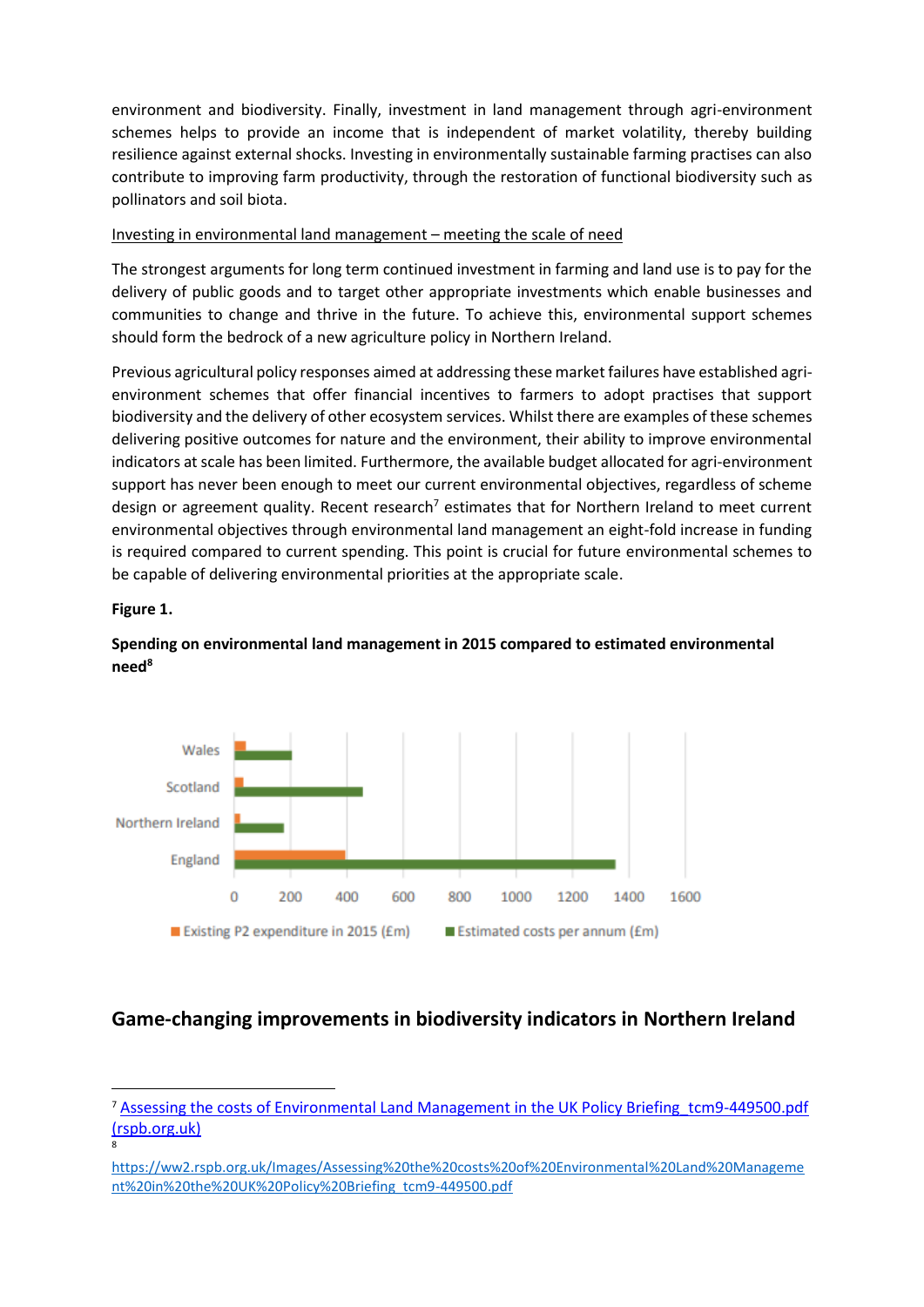environment and biodiversity. Finally, investment in land management through agri-environment schemes helps to provide an income that is independent of market volatility, thereby building resilience against external shocks. Investing in environmentally sustainable farming practises can also contribute to improving farm productivity, through the restoration of functional biodiversity such as pollinators and soil biota.

Investing in environmental land management – meeting the scale of need

The strongest arguments for long term continued investment in farming and land use is to pay for the delivery of public goods and to target other appropriate investments which enable businesses and communities to change and thrive in the future. To achieve this, environmental support schemes should form the bedrock of a new agriculture policy in Northern Ireland.

Previous agricultural policy responses aimed at addressing these market failures have established agri-environment schemes that offer financial incentives to farmers to adopt practises that support biodiversity and the delivery of other ecosystem services. Whilst there are examples of these schemes delivering positive outcomes for nature and the environment, their ability to improve environmental indicators at scale has been limited. Furthermore, the available budget allocated for agri-environment support has never been enough to meet our current environmental objectives, regardless of scheme design or agreement quality. Recent research[7] estimates that for Northern Ireland to meet current environmental objectives through environmental land management an eight-fold increase in funding is required compared to current spending. This point is crucial for future environmental schemes to be capable of delivering environmental priorities at the appropriate scale.

**Figure 1.**

**Spending on environmental land management in 2015 compared to estimated environmental need[8]**

## Game-changing improvements in biodiversity indicators in Northern Ireland

[7] Assessing the costs of Environmental Land Management in the UK Policy Briefing_tcm9-449500.pdf (rspb.org.uk)

[8] https://ww2.rspb.org.uk/Images/Assessing%20the%20costs%20of%20Environmental%20Land%20Management%20in%20the%20UK%20Policy%20Briefing_tcm9-449500.pdf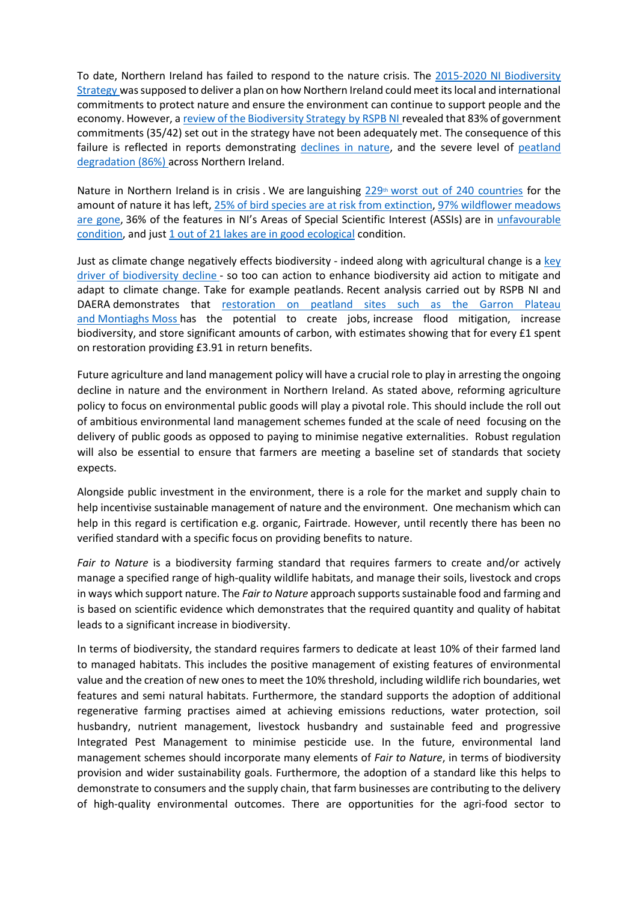To date, Northern Ireland has failed to respond to the nature crisis. The 2015-2020 NI Biodiversity Strategy was supposed to deliver a plan on how Northern Ireland could meet its local and international commitments to protect nature and ensure the environment can continue to support people and the economy. However, a review of the Biodiversity Strategy by RSPB NI revealed that 83% of government commitments (35/42) set out in the strategy have not been adequately met. The consequence of this failure is reflected in reports demonstrating declines in nature, and the severe level of peatland degradation (86%) across Northern Ireland.

Nature in Northern Ireland is in crisis . We are languishing 229th worst out of 240 countries for the amount of nature it has left, 25% of bird species are at risk from extinction, 97% wildflower meadows are gone, 36% of the features in NI's Areas of Special Scientific Interest (ASSIs) are in unfavourable condition, and just 1 out of 21 lakes are in good ecological condition.

Just as climate change negatively effects biodiversity - indeed along with agricultural change is a key driver of biodiversity decline - so too can action to enhance biodiversity aid action to mitigate and adapt to climate change. Take for example peatlands. Recent analysis carried out by RSPB NI and DAERA demonstrates that restoration on peatland sites such as the Garron Plateau and Montiaghs Moss has the potential to create jobs, increase flood mitigation, increase biodiversity, and store significant amounts of carbon, with estimates showing that for every £1 spent on restoration providing £3.91 in return benefits.

Future agriculture and land management policy will have a crucial role to play in arresting the ongoing decline in nature and the environment in Northern Ireland. As stated above, reforming agriculture policy to focus on environmental public goods will play a pivotal role. This should include the roll out of ambitious environmental land management schemes funded at the scale of need focusing on the delivery of public goods as opposed to paying to minimise negative externalities. Robust regulation will also be essential to ensure that farmers are meeting a baseline set of standards that society expects.

Alongside public investment in the environment, there is a role for the market and supply chain to help incentivise sustainable management of nature and the environment. One mechanism which can help in this regard is certification e.g. organic, Fairtrade. However, until recently there has been no verified standard with a specific focus on providing benefits to nature.

*Fair to Nature* is a biodiversity farming standard that requires farmers to create and/or actively manage a specified range of high-quality wildlife habitats, and manage their soils, livestock and crops in ways which support nature. The *Fair to Nature* approach supports sustainable food and farming and is based on scientific evidence which demonstrates that the required quantity and quality of habitat leads to a significant increase in biodiversity.

In terms of biodiversity, the standard requires farmers to dedicate at least 10% of their farmed land to managed habitats. This includes the positive management of existing features of environmental value and the creation of new ones to meet the 10% threshold, including wildlife rich boundaries, wet features and semi natural habitats. Furthermore, the standard supports the adoption of additional regenerative farming practises aimed at achieving emissions reductions, water protection, soil husbandry, nutrient management, livestock husbandry and sustainable feed and progressive Integrated Pest Management to minimise pesticide use. In the future, environmental land management schemes should incorporate many elements of *Fair to Nature*, in terms of biodiversity provision and wider sustainability goals. Furthermore, the adoption of a standard like this helps to demonstrate to consumers and the supply chain, that farm businesses are contributing to the delivery of high-quality environmental outcomes. There are opportunities for the agri-food sector to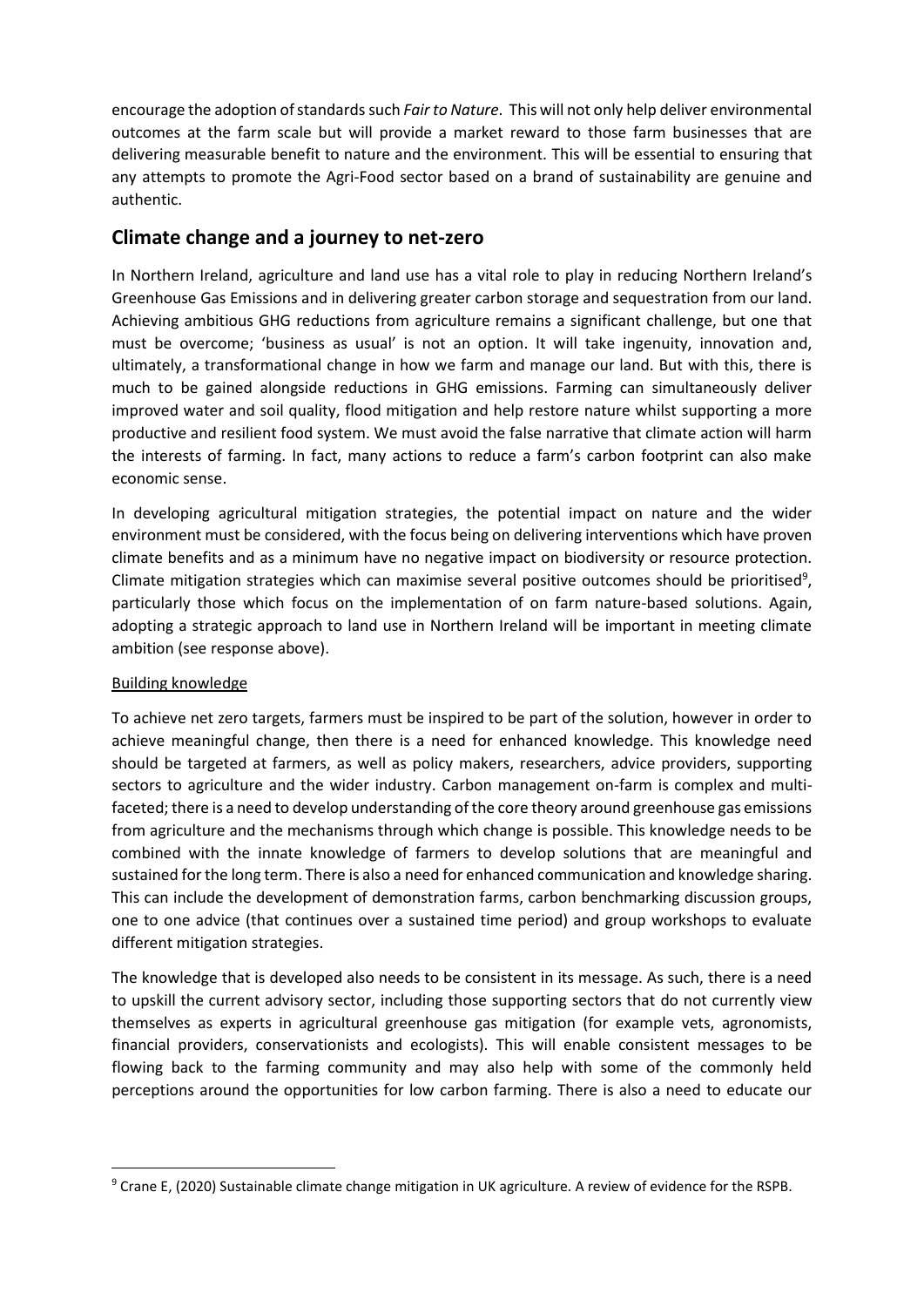encourage the adoption of standards such *Fair to Nature*. This will not only help deliver environmental outcomes at the farm scale but will provide a market reward to those farm businesses that are delivering measurable benefit to nature and the environment. This will be essential to ensuring that any attempts to promote the Agri-Food sector based on a brand of sustainability are genuine and authentic.

## Climate change and a journey to net-zero

In Northern Ireland, agriculture and land use has a vital role to play in reducing Northern Ireland's Greenhouse Gas Emissions and in delivering greater carbon storage and sequestration from our land. Achieving ambitious GHG reductions from agriculture remains a significant challenge, but one that must be overcome; 'business as usual' is not an option. It will take ingenuity, innovation and, ultimately, a transformational change in how we farm and manage our land. But with this, there is much to be gained alongside reductions in GHG emissions. Farming can simultaneously deliver improved water and soil quality, flood mitigation and help restore nature whilst supporting a more productive and resilient food system. We must avoid the false narrative that climate action will harm the interests of farming. In fact, many actions to reduce a farm's carbon footprint can also make economic sense.

In developing agricultural mitigation strategies, the potential impact on nature and the wider environment must be considered, with the focus being on delivering interventions which have proven climate benefits and as a minimum have no negative impact on biodiversity or resource protection. Climate mitigation strategies which can maximise several positive outcomes should be prioritised[9], particularly those which focus on the implementation of on farm nature-based solutions. Again, adopting a strategic approach to land use in Northern Ireland will be important in meeting climate ambition (see response above).

<u>Building knowledge</u>

To achieve net zero targets, farmers must be inspired to be part of the solution, however in order to achieve meaningful change, then there is a need for enhanced knowledge. This knowledge need should be targeted at farmers, as well as policy makers, researchers, advice providers, supporting sectors to agriculture and the wider industry. Carbon management on-farm is complex and multi-faceted; there is a need to develop understanding of the core theory around greenhouse gas emissions from agriculture and the mechanisms through which change is possible. This knowledge needs to be combined with the innate knowledge of farmers to develop solutions that are meaningful and sustained for the long term. There is also a need for enhanced communication and knowledge sharing. This can include the development of demonstration farms, carbon benchmarking discussion groups, one to one advice (that continues over a sustained time period) and group workshops to evaluate different mitigation strategies.

The knowledge that is developed also needs to be consistent in its message. As such, there is a need to upskill the current advisory sector, including those supporting sectors that do not currently view themselves as experts in agricultural greenhouse gas mitigation (for example vets, agronomists, financial providers, conservationists and ecologists). This will enable consistent messages to be flowing back to the farming community and may also help with some of the commonly held perceptions around the opportunities for low carbon farming. There is also a need to educate our

[9] Crane E, (2020) Sustainable climate change mitigation in UK agriculture. A review of evidence for the RSPB.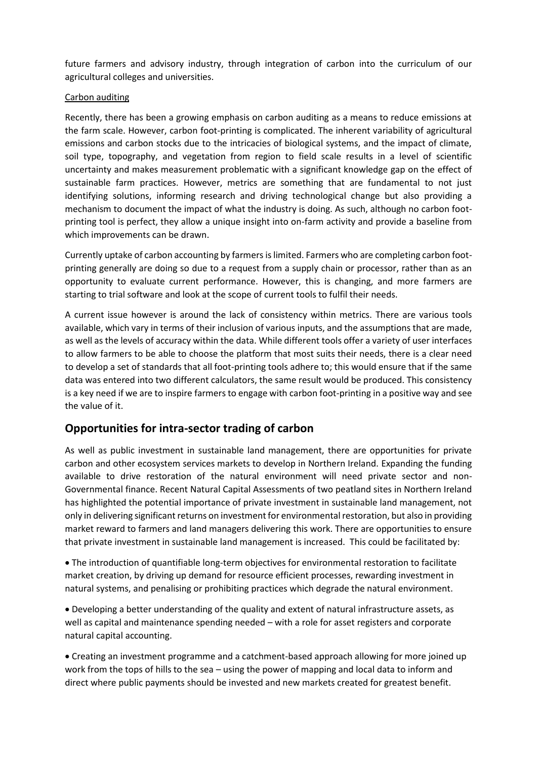future farmers and advisory industry, through integration of carbon into the curriculum of our agricultural colleges and universities.

Carbon auditing

Recently, there has been a growing emphasis on carbon auditing as a means to reduce emissions at the farm scale. However, carbon foot-printing is complicated. The inherent variability of agricultural emissions and carbon stocks due to the intricacies of biological systems, and the impact of climate, soil type, topography, and vegetation from region to field scale results in a level of scientific uncertainty and makes measurement problematic with a significant knowledge gap on the effect of sustainable farm practices. However, metrics are something that are fundamental to not just identifying solutions, informing research and driving technological change but also providing a mechanism to document the impact of what the industry is doing. As such, although no carbon foot-printing tool is perfect, they allow a unique insight into on-farm activity and provide a baseline from which improvements can be drawn.

Currently uptake of carbon accounting by farmers is limited. Farmers who are completing carbon foot-printing generally are doing so due to a request from a supply chain or processor, rather than as an opportunity to evaluate current performance. However, this is changing, and more farmers are starting to trial software and look at the scope of current tools to fulfil their needs.

A current issue however is around the lack of consistency within metrics. There are various tools available, which vary in terms of their inclusion of various inputs, and the assumptions that are made, as well as the levels of accuracy within the data. While different tools offer a variety of user interfaces to allow farmers to be able to choose the platform that most suits their needs, there is a clear need to develop a set of standards that all foot-printing tools adhere to; this would ensure that if the same data was entered into two different calculators, the same result would be produced. This consistency is a key need if we are to inspire farmers to engage with carbon foot-printing in a positive way and see the value of it.

## Opportunities for intra-sector trading of carbon

As well as public investment in sustainable land management, there are opportunities for private carbon and other ecosystem services markets to develop in Northern Ireland. Expanding the funding available to drive restoration of the natural environment will need private sector and non-Governmental finance. Recent Natural Capital Assessments of two peatland sites in Northern Ireland has highlighted the potential importance of private investment in sustainable land management, not only in delivering significant returns on investment for environmental restoration, but also in providing market reward to farmers and land managers delivering this work. There are opportunities to ensure that private investment in sustainable land management is increased. This could be facilitated by:

- The introduction of quantifiable long-term objectives for environmental restoration to facilitate market creation, by driving up demand for resource efficient processes, rewarding investment in natural systems, and penalising or prohibiting practices which degrade the natural environment.

- Developing a better understanding of the quality and extent of natural infrastructure assets, as well as capital and maintenance spending needed – with a role for asset registers and corporate natural capital accounting.

- Creating an investment programme and a catchment-based approach allowing for more joined up work from the tops of hills to the sea – using the power of mapping and local data to inform and direct where public payments should be invested and new markets created for greatest benefit.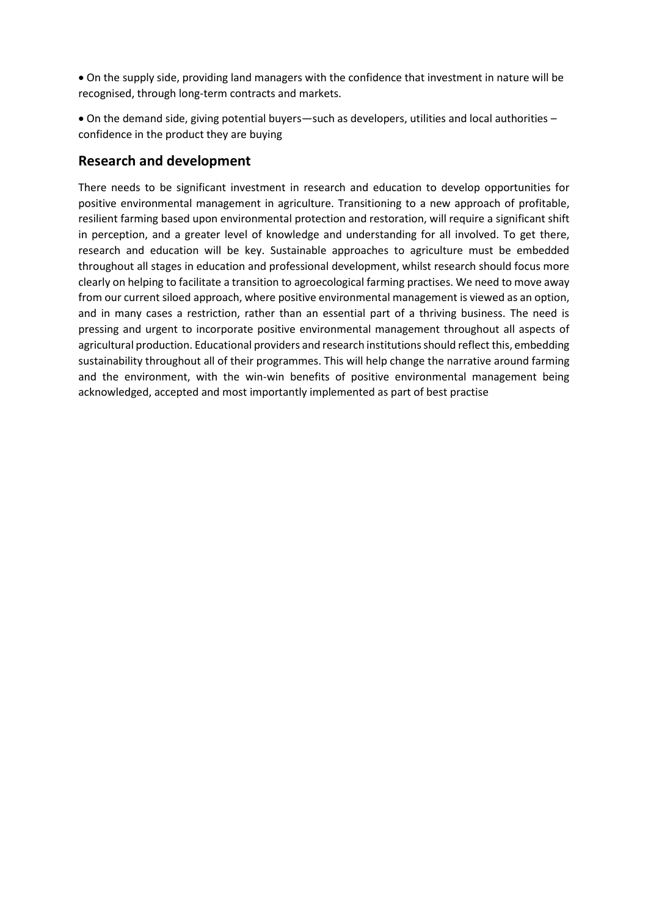- On the supply side, providing land managers with the confidence that investment in nature will be recognised, through long-term contracts and markets.

- On the demand side, giving potential buyers—such as developers, utilities and local authorities – confidence in the product they are buying

## Research and development

There needs to be significant investment in research and education to develop opportunities for positive environmental management in agriculture. Transitioning to a new approach of profitable, resilient farming based upon environmental protection and restoration, will require a significant shift in perception, and a greater level of knowledge and understanding for all involved. To get there, research and education will be key. Sustainable approaches to agriculture must be embedded throughout all stages in education and professional development, whilst research should focus more clearly on helping to facilitate a transition to agroecological farming practises. We need to move away from our current siloed approach, where positive environmental management is viewed as an option, and in many cases a restriction, rather than an essential part of a thriving business. The need is pressing and urgent to incorporate positive environmental management throughout all aspects of agricultural production. Educational providers and research institutions should reflect this, embedding sustainability throughout all of their programmes. This will help change the narrative around farming and the environment, with the win-win benefits of positive environmental management being acknowledged, accepted and most importantly implemented as part of best practise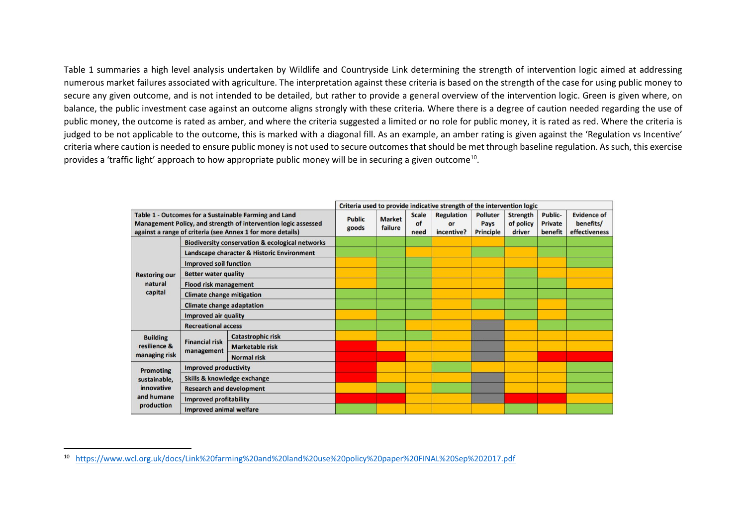Table 1 summaries a high level analysis undertaken by Wildlife and Countryside Link determining the strength of intervention logic aimed at addressing numerous market failures associated with agriculture. The interpretation against these criteria is based on the strength of the case for using public money to secure any given outcome, and is not intended to be detailed, but rather to provide a general overview of the intervention logic. Green is given where, on balance, the public investment case against an outcome aligns strongly with these criteria. Where there is a degree of caution needed regarding the use of public money, the outcome is rated as amber, and where the criteria suggested a limited or no role for public money, it is rated as red. Where the criteria is judged to be not applicable to the outcome, this is marked with a diagonal fill. As an example, an amber rating is given against the 'Regulation vs Incentive' criteria where caution is needed to ensure public money is not used to secure outcomes that should be met through baseline regulation. As such, this exercise provides a 'traffic light' approach to how appropriate public money will be in securing a given outcome[10].

| Table 1 - Outcomes for a Sustainable Farming and Land Management Policy, and strength of intervention logic assessed against a range of criteria (see Annex 1 for more details) | | | Criteria used to provide indicative strength of the intervention logic | | | | | | | |
|---|---|---|---|---|---|---|---|---|---|---|
| | | | Public goods | Market failure | Scale of need | Regulation or incentive? | Polluter Pays Principle | Strength of policy driver | Public-Private benefit | Evidence of benefits/ effectiveness |
| Restoring our natural capital | Biodiversity conservation & ecological networks | | Green | Green | Green | Amber | Amber | Green | Green | Green |
| | Landscape character & Historic Environment | | Green | Green | Amber | Amber | Green | Amber | Green | Green |
| | Improved soil function | | Amber | Green | Green | Amber | Amber | Amber | Amber | Green |
| | Better water quality | | Amber | Green | Green | Amber | Amber | Green | Amber | Amber |
| | Flood risk management | | Amber | Green | Green | Amber | Amber | Green | Green | Amber |
| | Climate change mitigation | | Green | Green | Green | Amber | Amber | Green | Green | Green |
| | Climate change adaptation | | Green | Green | Green | Amber | Green | Green | Amber | Green |
| | Improved air quality | | Amber | Green | Green | Amber | Amber | Green | Amber | Green |
| | Recreational access | | Green | Green | Amber | Amber | N/A | Amber | Green | Green |
| Building resilience & managing risk | Financial risk management | Catastrophic risk | Amber | Green | Green | Amber | N/A | Amber | Amber | Amber |
| | | Marketable risk | Red | Amber | Amber | Amber | N/A | Amber | Amber | Amber |
| | | Normal risk | Red | Red | Amber | Amber | N/A | Amber | Red | Red |
| Promoting sustainable, innovative and humane production | Improved productivity | | Red | Amber | Amber | Green | Amber | Amber | Amber | Green |
| | Skills & knowledge exchange | | Red | Amber | Amber | Amber | N/A | Amber | Amber | Green |
| | Research and development | | Amber | Green | Amber | Green | N/A | Amber | Amber | Green |
| | Improved profitability | | Red | Red | Amber | Amber | N/A | Red | Red | Amber |
| | Improved animal welfare | | Green | Amber | Amber | Amber | Amber | Green | Amber | Green |

[10] https://www.wcl.org.uk/docs/Link%20farming%20and%20land%20use%20policy%20paper%20FINAL%20Sep%202017.pdf